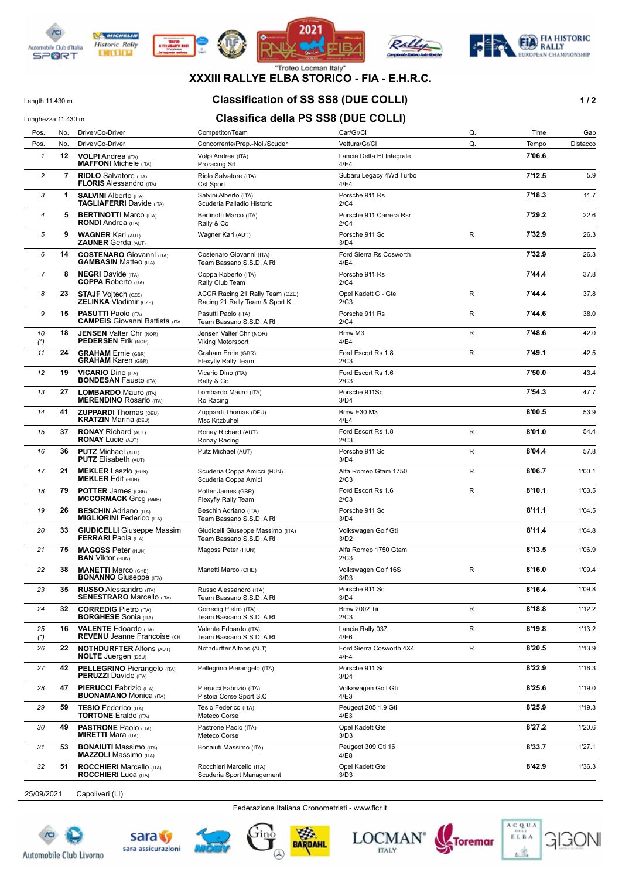"Troteo Locman Italy"

# XXXIII RALLYE ELBA STORICO - FIA - E.H.R.C.

Length 11.430 m

## Classification of SS SS8 (DUE COLLI)

Lunghezza 11.430 m

## Classifica della PS SS8 (DUE COLLI)

| Pos. / Pos. | No. / No. | Driver/Co-Driver / Driver/Co-Driver | Competitor/Team / Concorrente/Prep.-Nol./Scuderi | Car/Gr/Cl / Vettura/Gr/Cl | Q. / Q. | Time / Tempo | Gap / Distacco |
|---|---|---|---|---|---|---|---|
| 1 | 12 | **VOLPI** Andrea (ITA) **MAFFONI** Michele (ITA) | Volpi Andrea (ITA) Proracing Srl | Lancia Delta Hf Integrale 4/E4 | | **7'06.6** | |
| 2 | 7 | **RIOLO** Salvatore (ITA) **FLORIS** Alessandro (ITA) | Riolo Salvatore (ITA) Cst Sport | Subaru Legacy 4Wd Turbo 4/E4 | | **7'12.5** | 5.9 |
| 3 | 1 | **SALVINI** Alberto (ITA) **TAGLIAFERRI** Davide (ITA) | Salvini Alberto (ITA) Scuderia Palladio Historic | Porsche 911 Rs 2/C4 | | **7'18.3** | 11.7 |
| 4 | 5 | **BERTINOTTI** Marco (ITA) **RONDI** Andrea (ITA) | Bertinotti Marco (ITA) Rally & Co | Porsche 911 Carrera Rsr 2/C4 | | **7'29.2** | 22.6 |
| 5 | 9 | **WAGNER** Karl (AUT) **ZAUNER** Gerda (AUT) | Wagner Karl (AUT) | Porsche 911 Sc 3/D4 | R | **7'32.9** | 26.3 |
| 6 | 14 | **COSTENARO** Giovanni (ITA) **GAMBASIN** Matteo (ITA) | Costenaro Giovanni (ITA) Team Bassano S.S.D. A Rl | Ford Sierra Rs Cosworth 4/E4 | | **7'32.9** | 26.3 |
| 7 | 8 | **NEGRI** Davide (ITA) **COPPA** Roberto (ITA) | Coppa Roberto (ITA) Rally Club Team | Porsche 911 Rs 2/C4 | | **7'44.4** | 37.8 |
| 8 | 23 | **STAJF** Vojtech (CZE) **ZELINKA** Vladimir (CZE) | ACCR Racing 21 Rally Team (CZE) Racing 21 Rally Team & Sport K | Opel Kadett C - Gte 2/C3 | R | **7'44.4** | 37.8 |
| 9 | 15 | **PASUTTI** Paolo (ITA) **CAMPEIS** Giovanni Battista (ITA | Pasutti Paolo (ITA) Team Bassano S.S.D. A Rl | Porsche 911 Rs 2/C4 | R | **7'44.6** | 38.0 |
| 10 (*) | 18 | **JENSEN** Valter Chr (NOR) **PEDERSEN** Erik (NOR) | Jensen Valter Chr (NOR) Viking Motorsport | Bmw M3 4/E4 | R | **7'48.6** | 42.0 |
| 11 | 24 | **GRAHAM** Ernie (GBR) **GRAHAM** Karen (GBR) | Graham Ernie (GBR) Flexyfly Rally Team | Ford Escort Rs 1.8 2/C3 | R | **7'49.1** | 42.5 |
| 12 | 19 | **VICARIO** Dino (ITA) **BONDESAN** Fausto (ITA) | Vicario Dino (ITA) Rally & Co | Ford Escort Rs 1.6 2/C3 | | **7'50.0** | 43.4 |
| 13 | 27 | **LOMBARDO** Mauro (ITA) **MERENDINO** Rosario (ITA) | Lombardo Mauro (ITA) Ro Racing | Porsche 911Sc 3/D4 | | **7'54.3** | 47.7 |
| 14 | 41 | **ZUPPARDI** Thomas (DEU) **KRATZIN** Marina (DEU) | Zuppardi Thomas (DEU) Msc Kitzbuhel | Bmw E30 M3 4/E4 | | **8'00.5** | 53.9 |
| 15 | 37 | **RONAY** Richard (AUT) **RONAY** Lucie (AUT) | Ronay Richard (AUT) Ronay Racing | Ford Escort Rs 1.8 2/C3 | R | **8'01.0** | 54.4 |
| 16 | 36 | **PUTZ** Michael (AUT) **PUTZ** Elisabeth (AUT) | Putz Michael (AUT) | Porsche 911 Sc 3/D4 | R | **8'04.4** | 57.8 |
| 17 | 21 | **MEKLER** Laszlo (HUN) **MEKLER** Edit (HUN) | Scuderia Coppa Amicci (HUN) Scuderia Coppa Amici | Alfa Romeo Gtam 1750 2/C3 | R | **8'06.7** | 1'00.1 |
| 18 | 79 | **POTTER** James (GBR) **MCCORMACK** Greg (GBR) | Potter James (GBR) Flexyfly Rally Team | Ford Escort Rs 1.6 2/C3 | R | **8'10.1** | 1'03.5 |
| 19 | 26 | **BESCHIN** Adriano (ITA) **MIGLIORINI** Federico (ITA) | Beschin Adriano (ITA) Team Bassano S.S.D. A Rl | Porsche 911 Sc 3/D4 | | **8'11.1** | 1'04.5 |
| 20 | 33 | **GIUDICELLI** Giuseppe Massim **FERRARI** Paola (ITA) | Giudicelli Giuseppe Massimo (ITA) Team Bassano S.S.D. A Rl | Volkswagen Golf Gti 3/D2 | | **8'11.4** | 1'04.8 |
| 21 | 75 | **MAGOSS** Peter (HUN) **BAN** Viktor (HUN) | Magoss Peter (HUN) | Alfa Romeo 1750 Gtam 2/C3 | | **8'13.5** | 1'06.9 |
| 22 | 38 | **MANETTI** Marco (CHE) **BONANNO** Giuseppe (ITA) | Manetti Marco (CHE) | Volkswagen Golf 16S 3/D3 | R | **8'16.0** | 1'09.4 |
| 23 | 35 | **RUSSO** Alessandro (ITA) **SENESTRARO** Marcello (ITA) | Russo Alessandro (ITA) Team Bassano S.S.D. A Rl | Porsche 911 Sc 3/D4 | | **8'16.4** | 1'09.8 |
| 24 | 32 | **CORREDIG** Pietro (ITA) **BORGHESE** Sonia (ITA) | Corredig Pietro (ITA) Team Bassano S.S.D. A Rl | Bmw 2002 Tii 2/C3 | R | **8'18.8** | 1'12.2 |
| 25 (*) | 16 | **VALENTE** Edoardo (ITA) **REVENU** Jeanne Francoise (CH | Valente Edoardo (ITA) Team Bassano S.S.D. A Rl | Lancia Rally 037 4/E6 | R | **8'19.8** | 1'13.2 |
| 26 | 22 | **NOTHDURFTER** Alfons (AUT) **NOLTE** Juergen (DEU) | Nothdurfter Alfons (AUT) | Ford Sierra Cosworth 4X4 4/E4 | R | **8'20.5** | 1'13.9 |
| 27 | 42 | **PELLEGRINO** Pierangelo (ITA) **PERUZZI** Davide (ITA) | Pellegrino Pierangelo (ITA) | Porsche 911 Sc 3/D4 | | **8'22.9** | 1'16.3 |
| 28 | 47 | **PIERUCCI** Fabrizio (ITA) **BUONAMANO** Monica (ITA) | Pierucci Fabrizio (ITA) Pistoia Corse Sport S.C | Volkswagen Golf Gti 4/E3 | | **8'25.6** | 1'19.0 |
| 29 | 59 | **TESIO** Federico (ITA) **TORTONE** Eraldo (ITA) | Tesio Federico (ITA) Meteco Corse | Peugeot 205 1.9 Gti 4/E3 | | **8'25.9** | 1'19.3 |
| 30 | 49 | **PASTRONE** Paolo (ITA) **MIRETTI** Mara (ITA) | Pastrone Paolo (ITA) Meteco Corse | Opel Kadett Gte 3/D3 | | **8'27.2** | 1'20.6 |
| 31 | 53 | **BONAIUTI** Massimo (ITA) **MAZZOLI** Massimo (ITA) | Bonaiuti Massimo (ITA) | Peugeot 309 Gti 16 4/E8 | | **8'33.7** | 1'27.1 |
| 32 | 51 | **ROCCHIERI** Marcello (ITA) **ROCCHIERI** Luca (ITA) | Rocchieri Marcello (ITA) Scuderia Sport Management | Opel Kadett Gte 3/D3 | | **8'42.9** | 1'36.3 |

25/09/2021 Capoliveri (LI)

Federazione Italiana Cronometristi - www.ficr.it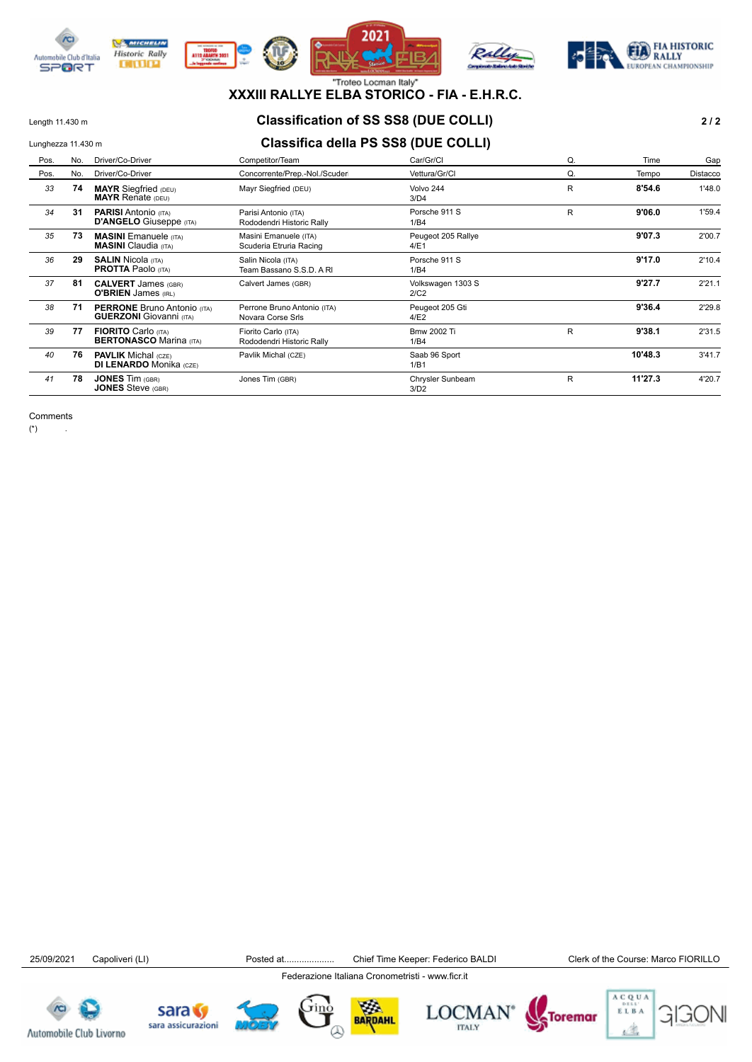"Trofeo Locman Italy"

# XXXIII RALLYE ELBA STORICO - FIA - E.H.R.C.

Length 11.430 m

Lunghezza 11.430 m

## Classification of SS SS8 (DUE COLLI)

## Classifica della PS SS8 (DUE COLLI)

| Pos. / Pos. | No. / No. | Driver/Co-Driver / Driver/Co-Driver | Competitor/Team / Concorrente/Prep.-Nol./Scuderi | Car/Gr/Cl / Vettura/Gr/Cl | Q. / Q. | Time / Tempo | Gap / Distacco |
|---|---|---|---|---|---|---|---|
| 33 | 74 | **MAYR** Siegfried (DEU) **MAYR** Renate (DEU) | Mayr Siegfried (DEU) | Volvo 244 3/D4 | R | **8'54.6** | 1'48.0 |
| 34 | 31 | **PARISI** Antonio (ITA) **D'ANGELO** Giuseppe (ITA) | Parisi Antonio (ITA) Rododendri Historic Rally | Porsche 911 S 1/B4 | R | **9'06.0** | 1'59.4 |
| 35 | 73 | **MASINI** Emanuele (ITA) **MASINI** Claudia (ITA) | Masini Emanuele (ITA) Scuderia Etruria Racing | Peugeot 205 Rallye 4/E1 | | **9'07.3** | 2'00.7 |
| 36 | 29 | **SALIN** Nicola (ITA) **PROTTA** Paolo (ITA) | Salin Nicola (ITA) Team Bassano S.S.D. A Rl | Porsche 911 S 1/B4 | | **9'17.0** | 2'10.4 |
| 37 | 81 | **CALVERT** James (GBR) **O'BRIEN** James (IRL) | Calvert James (GBR) | Volkswagen 1303 S 2/C2 | | **9'27.7** | 2'21.1 |
| 38 | 71 | **PERRONE** Bruno Antonio (ITA) **GUERZONI** Giovanni (ITA) | Perrone Bruno Antonio (ITA) Novara Corse Srls | Peugeot 205 Gti 4/E2 | | **9'36.4** | 2'29.8 |
| 39 | 77 | **FIORITO** Carlo (ITA) **BERTONASCO** Marina (ITA) | Fiorito Carlo (ITA) Rododendri Historic Rally | Bmw 2002 Ti 1/B4 | R | **9'38.1** | 2'31.5 |
| 40 | 76 | **PAVLIK** Michal (CZE) **DI LENARDO** Monika (CZE) | Pavlik Michal (CZE) | Saab 96 Sport 1/B1 | | **10'48.3** | 3'41.7 |
| 41 | 78 | **JONES** Tim (GBR) **JONES** Steve (GBR) | Jones Tim (GBR) | Chrysler Sunbeam 3/D2 | R | **11'27.3** | 4'20.7 |

Comments

(*) .

25/09/2021 Capoliveri (LI) Posted at.................... Chief Time Keeper: Federico BALDI Clerk of the Course: Marco FIORILLO

Federazione Italiana Cronometristi - www.ficr.it